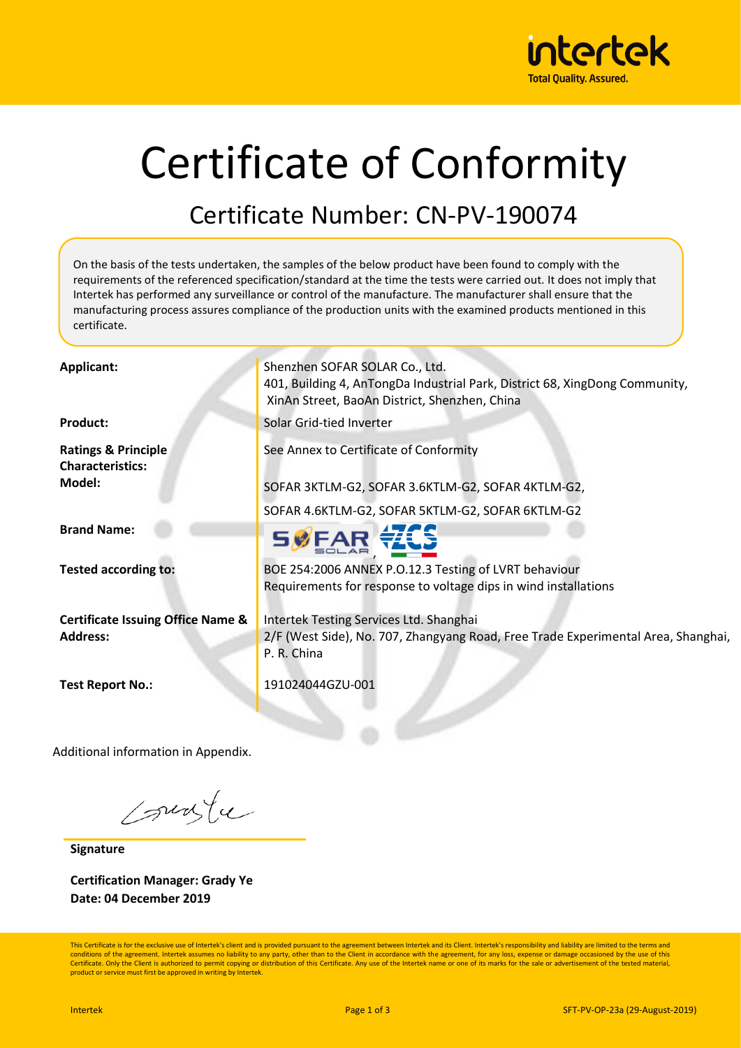# Certificate of Conformity

## Certificate Number: CN-PV-190074

On the basis of the tests undertaken, the samples of the below product have been found to comply with the requirements of the referenced specification/standard at the time the tests were carried out. It does not imply that Intertek has performed any surveillance or control of the manufacture. The manufacturer shall ensure that the manufacturing process assures compliance of the production units with the examined products mentioned in this certificate.

| | |
|---|---|
| **Applicant:** | Shenzhen SOFAR SOLAR Co., Ltd.<br>401, Building 4, AnTongDa Industrial Park, District 68, XingDong Community, XinAn Street, BaoAn District, Shenzhen, China |
| **Product:** | Solar Grid-tied Inverter |
| **Ratings & Principle Characteristics:** | See Annex to Certificate of Conformity |
| **Model:** | SOFAR 3KTLM-G2, SOFAR 3.6KTLM-G2, SOFAR 4KTLM-G2,<br>SOFAR 4.6KTLM-G2, SOFAR 5KTLM-G2, SOFAR 6KTLM-G2 |
| **Brand Name:** | SOFAR SOLAR, ZCS |
| **Tested according to:** | BOE 254:2006 ANNEX P.O.12.3 Testing of LVRT behaviour<br>Requirements for response to voltage dips in wind installations |
| **Certificate Issuing Office Name & Address:** | Intertek Testing Services Ltd. Shanghai<br>2/F (West Side), No. 707, Zhangyang Road, Free Trade Experimental Area, Shanghai, P. R. China |
| **Test Report No.:** | 191024044GZU-001 |

Additional information in Appendix.

**Signature**

**Certification Manager: Grady Ye**
**Date: 04 December 2019**

This Certificate is for the exclusive use of Intertek's client and is provided pursuant to the agreement between Intertek and its Client. Intertek's responsibility and liability are limited to the terms and conditions of the agreement. Intertek assumes no liability to any party, other than to the Client in accordance with the agreement, for any loss, expense or damage occasioned by the use of this Certificate. Only the Client is authorized to permit copying or distribution of this Certificate. Any use of the Intertek name or one of its marks for the sale or advertisement of the tested material, product or service must first be approved in writing by Intertek.

Intertek SFT-PV-OP-23a (29-August-2019)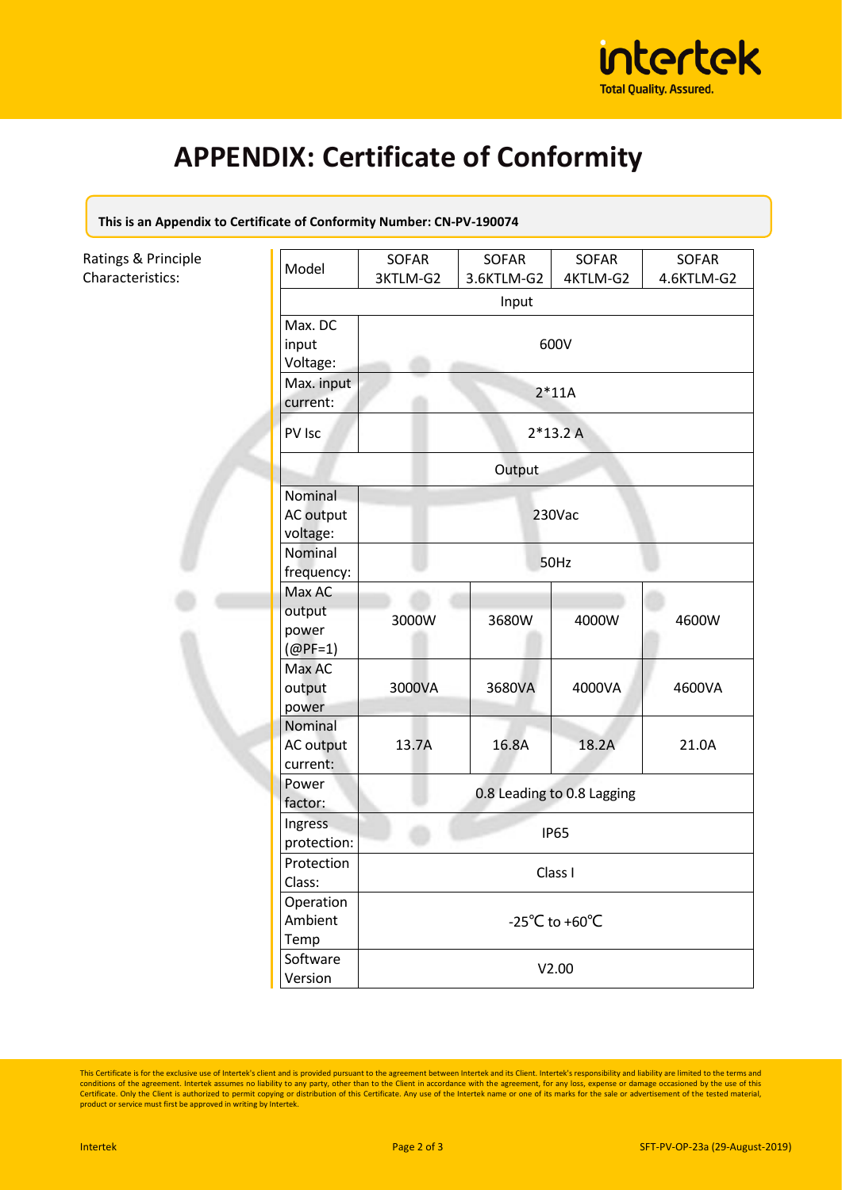# APPENDIX: Certificate of Conformity

**This is an Appendix to Certificate of Conformity Number: CN-PV-190074**

Ratings & Principle Characteristics:

| Model | SOFAR 3KTLM-G2 | SOFAR 3.6KTLM-G2 | SOFAR 4KTLM-G2 | SOFAR 4.6KTLM-G2 |
|---|---|---|---|---|
| Input | | | | |
| Max. DC input Voltage: | 600V | | | |
| Max. input current: | 2*11A | | | |
| PV Isc | 2*13.2 A | | | |
| Output | | | | |
| Nominal AC output voltage: | 230Vac | | | |
| Nominal frequency: | 50Hz | | | |
| Max AC output power (@PF=1) | 3000W | 3680W | 4000W | 4600W |
| Max AC output power | 3000VA | 3680VA | 4000VA | 4600VA |
| Nominal AC output current: | 13.7A | 16.8A | 18.2A | 21.0A |
| Power factor: | 0.8 Leading to 0.8 Lagging | | | |
| Ingress protection: | IP65 | | | |
| Protection Class: | Class I | | | |
| Operation Ambient Temp | -25℃ to +60℃ | | | |
| Software Version | V2.00 | | | |

This Certificate is for the exclusive use of Intertek's client and is provided pursuant to the agreement between Intertek and its Client. Intertek's responsibility and liability are limited to the terms and conditions of the agreement. Intertek assumes no liability to any party, other than to the Client in accordance with the agreement, for any loss, expense or damage occasioned by the use of this Certificate. Only the Client is authorized to permit copying or distribution of this Certificate. Any use of the Intertek name or one of its marks for the sale or advertisement of the tested material, product or service must first be approved in writing by Intertek.

Intertek SFT-PV-OP-23a (29-August-2019)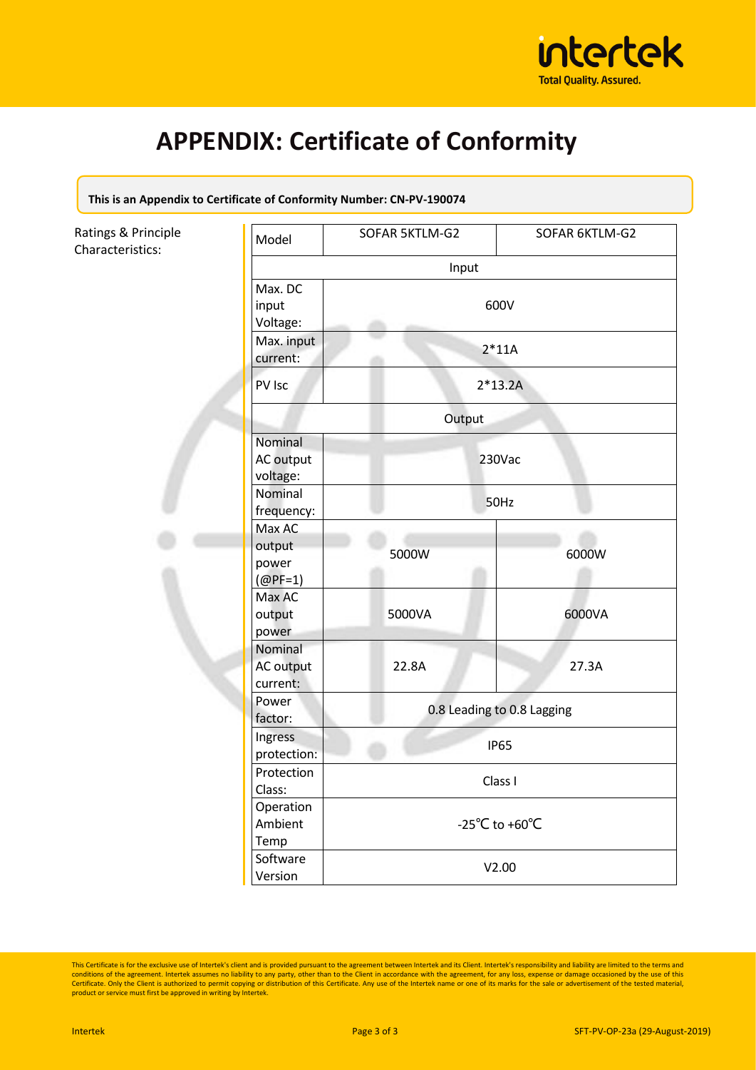# APPENDIX: Certificate of Conformity

**This is an Appendix to Certificate of Conformity Number: CN-PV-190074**

Ratings & Principle Characteristics:

| Model | SOFAR 5KTLM-G2 | SOFAR 6KTLM-G2 |
|---|---|---|
| Input | | |
| Max. DC input Voltage: | 600V | |
| Max. input current: | 2*11A | |
| PV Isc | 2*13.2A | |
| Output | | |
| Nominal AC output voltage: | 230Vac | |
| Nominal frequency: | 50Hz | |
| Max AC output power (@PF=1) | 5000W | 6000W |
| Max AC output power | 5000VA | 6000VA |
| Nominal AC output current: | 22.8A | 27.3A |
| Power factor: | 0.8 Leading to 0.8 Lagging | |
| Ingress protection: | IP65 | |
| Protection Class: | Class I | |
| Operation Ambient Temp | -25℃ to +60℃ | |
| Software Version | V2.00 | |

This Certificate is for the exclusive use of Intertek's client and is provided pursuant to the agreement between Intertek and its Client. Intertek's responsibility and liability are limited to the terms and conditions of the agreement. Intertek assumes no liability to any party, other than to the Client in accordance with the agreement, for any loss, expense or damage occasioned by the use of this Certificate. Only the Client is authorized to permit copying or distribution of this Certificate. Any use of the Intertek name or one of its marks for the sale or advertisement of the tested material, product or service must first be approved in writing by Intertek.

Intertek SFT-PV-OP-23a (29-August-2019)